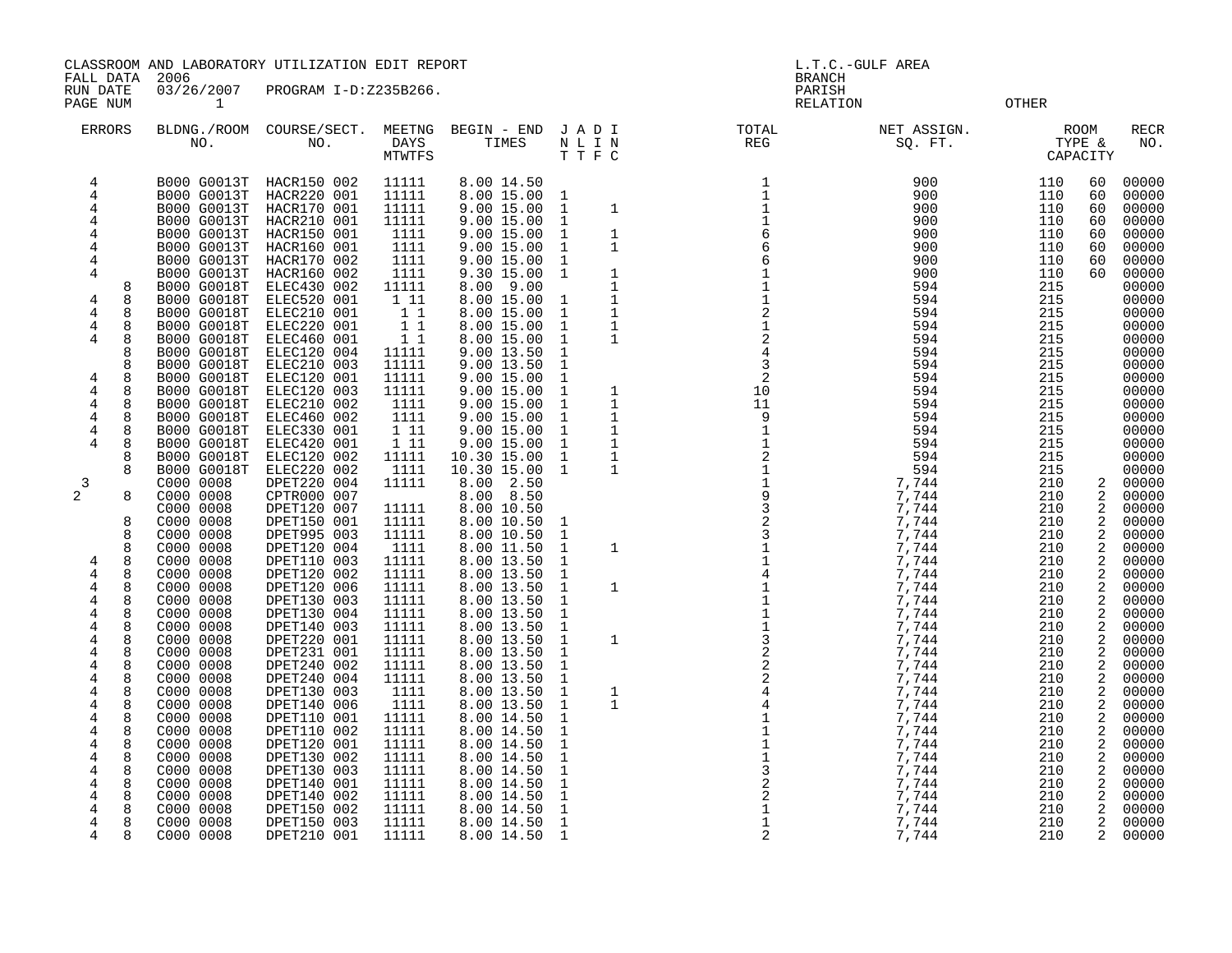CLASSROOM AND LABORATORY UTILIZATION EDIT REPORT
FALL DATA 2006
RUN DATE 03/26/2007 PROGRAM I-D:Z235B266.
PAGE NUM 1

L.T.C.-GULF AREA
BRANCH
PARISH
RELATION OTHER

| ERRORS | | BLDNG./ROOM NO. | COURSE/SECT. NO. | MEETNG DAYS MTWTFS | BEGIN - END TIMES | J N T | A L T | D I F | I N C | TOTAL REG | NET ASSIGN. SQ. FT. | ROOM TYPE & | CAPACITY | RECR NO. |
|---|---|---|---|---|---|---|---|---|---|---|---|---|---|---|
| 4 | | B000 G0013T | HACR150 002 | 11111 | 8.00 14.50 | | | | | 1 | 900 | 110 | 60 | 00000 |
| 4 | | B000 G0013T | HACR220 001 | 11111 | 8.00 15.00 | 1 | | | | 1 | 900 | 110 | 60 | 00000 |
| 4 | | B000 G0013T | HACR170 001 | 11111 | 9.00 15.00 | 1 | | | 1 | 1 | 900 | 110 | 60 | 00000 |
| 4 | | B000 G0013T | HACR210 001 | 11111 | 9.00 15.00 | 1 | | | | 1 | 900 | 110 | 60 | 00000 |
| 4 | | B000 G0013T | HACR150 001 | 1111 | 9.00 15.00 | 1 | | | 1 | 6 | 900 | 110 | 60 | 00000 |
| 4 | | B000 G0013T | HACR160 001 | 1111 | 9.00 15.00 | 1 | | | 1 | 6 | 900 | 110 | 60 | 00000 |
| 4 | | B000 G0013T | HACR170 002 | 1111 | 9.00 15.00 | 1 | | | | 6 | 900 | 110 | 60 | 00000 |
| 4 | | B000 G0013T | HACR160 002 | 1111 | 9.30 15.00 | 1 | | | 1 | 1 | 900 | 110 | 60 | 00000 |
| | 8 | B000 G0018T | ELEC430 002 | 11111 | 8.00 9.00 | | | | 1 | 1 | 594 | 215 | | 00000 |
| 4 | 8 | B000 G0018T | ELEC520 001 | 1 11 | 8.00 15.00 | 1 | | | 1 | 1 | 594 | 215 | | 00000 |
| 4 | 8 | B000 G0018T | ELEC210 001 | 1 1 | 8.00 15.00 | 1 | | | 1 | 2 | 594 | 215 | | 00000 |
| 4 | 8 | B000 G0018T | ELEC220 001 | 1 1 | 8.00 15.00 | 1 | | | 1 | 1 | 594 | 215 | | 00000 |
| 4 | 8 | B000 G0018T | ELEC460 001 | 1 1 | 8.00 15.00 | 1 | | | 1 | 2 | 594 | 215 | | 00000 |
| | 8 | B000 G0018T | ELEC120 004 | 11111 | 9.00 13.50 | 1 | | | | 4 | 594 | 215 | | 00000 |
| | 8 | B000 G0018T | ELEC210 003 | 11111 | 9.00 13.50 | 1 | | | | 3 | 594 | 215 | | 00000 |
| 4 | 8 | B000 G0018T | ELEC120 001 | 11111 | 9.00 15.00 | 1 | | | | 2 | 594 | 215 | | 00000 |
| 4 | 8 | B000 G0018T | ELEC120 003 | 11111 | 9.00 15.00 | 1 | | | 1 | 10 | 594 | 215 | | 00000 |
| 4 | 8 | B000 G0018T | ELEC210 002 | 1111 | 9.00 15.00 | 1 | | | 1 | 11 | 594 | 215 | | 00000 |
| 4 | 8 | B000 G0018T | ELEC460 002 | 1111 | 9.00 15.00 | 1 | | | 1 | 9 | 594 | 215 | | 00000 |
| 4 | 8 | B000 G0018T | ELEC330 001 | 1 11 | 9.00 15.00 | 1 | | | 1 | 1 | 594 | 215 | | 00000 |
| 4 | 8 | B000 G0018T | ELEC420 001 | 1 11 | 9.00 15.00 | 1 | | | 1 | 1 | 594 | 215 | | 00000 |
| | 8 | B000 G0018T | ELEC120 002 | 11111 | 10.30 15.00 | 1 | | | 1 | 2 | 594 | 215 | | 00000 |
| | 8 | B000 G0018T | ELEC220 002 | 1111 | 10.30 15.00 | 1 | | | 1 | 1 | 594 | 215 | | 00000 |
| 3 | | C000 0008 | DPET220 004 | 11111 | 8.00 2.50 | | | | | 1 | 7,744 | 210 | 2 | 00000 |
| 2 | 8 | C000 0008 | CPTR000 007 | | 8.00 8.50 | | | | | 9 | 7,744 | 210 | 2 | 00000 |
| | | C000 0008 | DPET120 007 | 11111 | 8.00 10.50 | | | | | 3 | 7,744 | 210 | 2 | 00000 |
| | 8 | C000 0008 | DPET150 001 | 11111 | 8.00 10.50 | 1 | | | | 2 | 7,744 | 210 | 2 | 00000 |
| | 8 | C000 0008 | DPET995 003 | 11111 | 8.00 10.50 | 1 | | | | 3 | 7,744 | 210 | 2 | 00000 |
| | 8 | C000 0008 | DPET120 004 | 1111 | 8.00 11.50 | 1 | | | 1 | 1 | 7,744 | 210 | 2 | 00000 |
| 4 | 8 | C000 0008 | DPET110 003 | 11111 | 8.00 13.50 | 1 | | | | 1 | 7,744 | 210 | 2 | 00000 |
| 4 | 8 | C000 0008 | DPET120 002 | 11111 | 8.00 13.50 | 1 | | | | 4 | 7,744 | 210 | 2 | 00000 |
| 4 | 8 | C000 0008 | DPET120 006 | 11111 | 8.00 13.50 | 1 | | | 1 | 1 | 7,744 | 210 | 2 | 00000 |
| 4 | 8 | C000 0008 | DPET130 003 | 11111 | 8.00 13.50 | 1 | | | | 1 | 7,744 | 210 | 2 | 00000 |
| 4 | 8 | C000 0008 | DPET130 004 | 11111 | 8.00 13.50 | 1 | | | | 1 | 7,744 | 210 | 2 | 00000 |
| 4 | 8 | C000 0008 | DPET140 003 | 11111 | 8.00 13.50 | 1 | | | | 1 | 7,744 | 210 | 2 | 00000 |
| 4 | 8 | C000 0008 | DPET220 001 | 11111 | 8.00 13.50 | 1 | | | 1 | 3 | 7,744 | 210 | 2 | 00000 |
| 4 | 8 | C000 0008 | DPET231 001 | 11111 | 8.00 13.50 | 1 | | | | 2 | 7,744 | 210 | 2 | 00000 |
| 4 | 8 | C000 0008 | DPET240 002 | 11111 | 8.00 13.50 | 1 | | | | 2 | 7,744 | 210 | 2 | 00000 |
| 4 | 8 | C000 0008 | DPET240 004 | 11111 | 8.00 13.50 | 1 | | | | 2 | 7,744 | 210 | 2 | 00000 |
| 4 | 8 | C000 0008 | DPET130 003 | 1111 | 8.00 13.50 | 1 | | | 1 | 4 | 7,744 | 210 | 2 | 00000 |
| 4 | 8 | C000 0008 | DPET140 006 | 1111 | 8.00 13.50 | 1 | | | 1 | 4 | 7,744 | 210 | 2 | 00000 |
| 4 | 8 | C000 0008 | DPET110 001 | 11111 | 8.00 14.50 | 1 | | | | 1 | 7,744 | 210 | 2 | 00000 |
| 4 | 8 | C000 0008 | DPET110 002 | 11111 | 8.00 14.50 | 1 | | | | 1 | 7,744 | 210 | 2 | 00000 |
| 4 | 8 | C000 0008 | DPET120 001 | 11111 | 8.00 14.50 | 1 | | | | 1 | 7,744 | 210 | 2 | 00000 |
| 4 | 8 | C000 0008 | DPET130 002 | 11111 | 8.00 14.50 | 1 | | | | 1 | 7,744 | 210 | 2 | 00000 |
| 4 | 8 | C000 0008 | DPET130 003 | 11111 | 8.00 14.50 | 1 | | | | 3 | 7,744 | 210 | 2 | 00000 |
| 4 | 8 | C000 0008 | DPET140 001 | 11111 | 8.00 14.50 | 1 | | | | 2 | 7,744 | 210 | 2 | 00000 |
| 4 | 8 | C000 0008 | DPET140 002 | 11111 | 8.00 14.50 | 1 | | | | 2 | 7,744 | 210 | 2 | 00000 |
| 4 | 8 | C000 0008 | DPET150 002 | 11111 | 8.00 14.50 | 1 | | | | 1 | 7,744 | 210 | 2 | 00000 |
| 4 | 8 | C000 0008 | DPET150 003 | 11111 | 8.00 14.50 | 1 | | | | 1 | 7,744 | 210 | 2 | 00000 |
| 4 | 8 | C000 0008 | DPET210 001 | 11111 | 8.00 14.50 | 1 | | | | 2 | 7,744 | 210 | 2 | 00000 |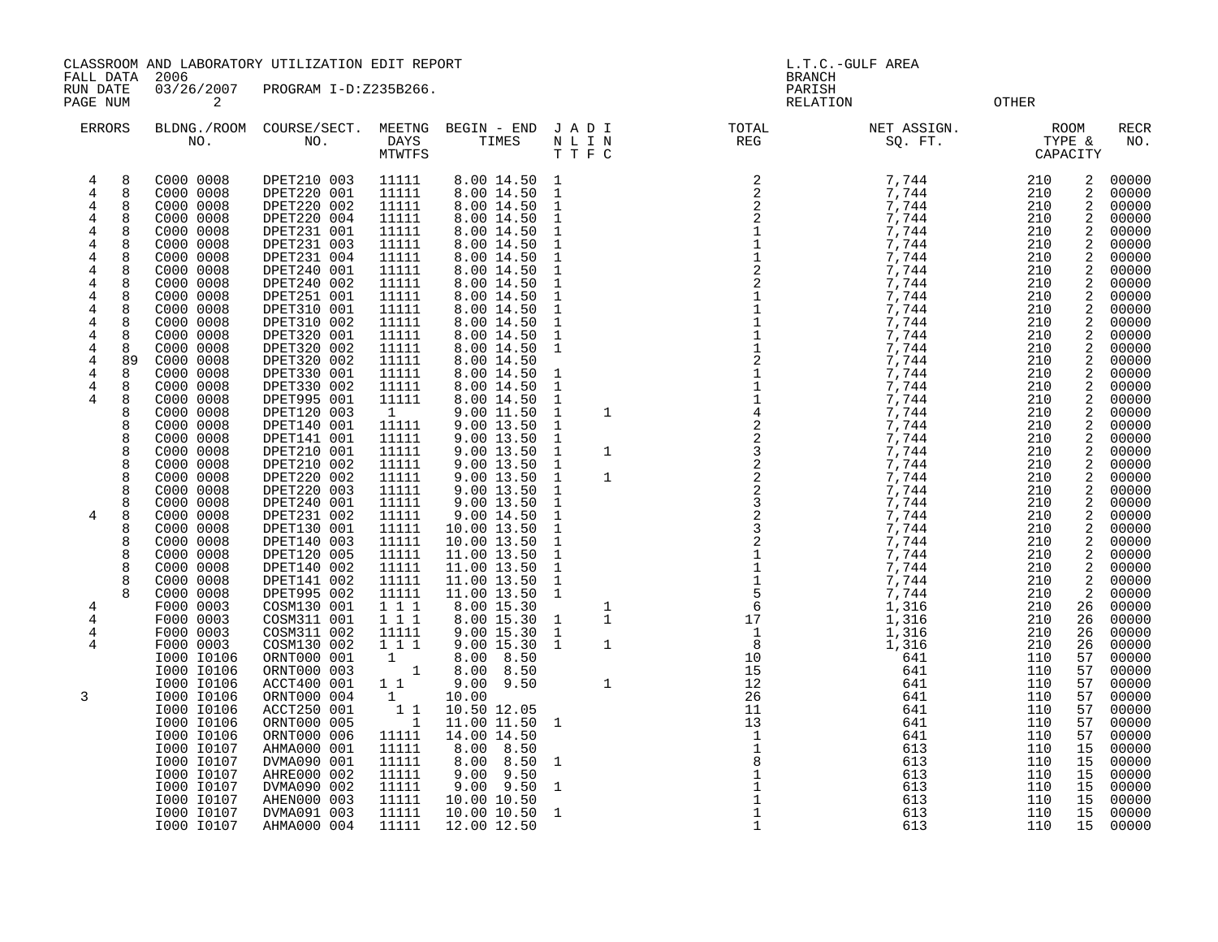CLASSROOM AND LABORATORY UTILIZATION EDIT REPORT
FALL DATA 2006
RUN DATE 03/26/2007 PROGRAM I-D:Z235B266.

L.T.C.-GULF AREA
BRANCH
PARISH
RELATION OTHER

| ERRORS | BLDG./ROOM NO. | COURSE/SECT. NO. | MEETNG DAYS MTWTFS | BEGIN - END TIMES | J T | A T | D F | I C | TOTAL REG | NET ASSIGN. SQ. FT. | ROOM TYPE & | CAPACITY | RECR NO. |
|---|---|---|---|---|---|---|---|---|---|---|---|---|---|
| 4 8 | C000 0008 | DPET210 003 | 11111 | 8.00 14.50 | 1 | | | | 2 | 7,744 | 210 | 2 | 00000 |
| 4 8 | C000 0008 | DPET220 001 | 11111 | 8.00 14.50 | 1 | | | | 2 | 7,744 | 210 | 2 | 00000 |
| 4 8 | C000 0008 | DPET220 002 | 11111 | 8.00 14.50 | 1 | | | | 2 | 7,744 | 210 | 2 | 00000 |
| 4 8 | C000 0008 | DPET220 004 | 11111 | 8.00 14.50 | 1 | | | | 2 | 7,744 | 210 | 2 | 00000 |
| 4 8 | C000 0008 | DPET231 001 | 11111 | 8.00 14.50 | 1 | | | | 1 | 7,744 | 210 | 2 | 00000 |
| 4 8 | C000 0008 | DPET231 003 | 11111 | 8.00 14.50 | 1 | | | | 1 | 7,744 | 210 | 2 | 00000 |
| 4 8 | C000 0008 | DPET231 004 | 11111 | 8.00 14.50 | 1 | | | | 1 | 7,744 | 210 | 2 | 00000 |
| 4 8 | C000 0008 | DPET240 001 | 11111 | 8.00 14.50 | 1 | | | | 2 | 7,744 | 210 | 2 | 00000 |
| 4 8 | C000 0008 | DPET240 002 | 11111 | 8.00 14.50 | 1 | | | | 2 | 7,744 | 210 | 2 | 00000 |
| 4 8 | C000 0008 | DPET251 001 | 11111 | 8.00 14.50 | 1 | | | | 1 | 7,744 | 210 | 2 | 00000 |
| 4 8 | C000 0008 | DPET310 001 | 11111 | 8.00 14.50 | 1 | | | | 1 | 7,744 | 210 | 2 | 00000 |
| 4 8 | C000 0008 | DPET310 002 | 11111 | 8.00 14.50 | 1 | | | | 1 | 7,744 | 210 | 2 | 00000 |
| 4 8 | C000 0008 | DPET320 001 | 11111 | 8.00 14.50 | 1 | | | | 1 | 7,744 | 210 | 2 | 00000 |
| 4 8 | C000 0008 | DPET320 002 | 11111 | 8.00 14.50 | 1 | | | | 1 | 7,744 | 210 | 2 | 00000 |
| 4 89 | C000 0008 | DPET320 002 | 11111 | 8.00 14.50 | | | | | 2 | 7,744 | 210 | 2 | 00000 |
| 4 8 | C000 0008 | DPET330 001 | 11111 | 8.00 14.50 | 1 | | | | 1 | 7,744 | 210 | 2 | 00000 |
| 4 8 | C000 0008 | DPET330 002 | 11111 | 8.00 14.50 | 1 | | | | 1 | 7,744 | 210 | 2 | 00000 |
| 4 8 | C000 0008 | DPET995 001 | 11111 | 8.00 14.50 | 1 | | | | 1 | 7,744 | 210 | 2 | 00000 |
| 8 | C000 0008 | DPET120 003 | 1 | 9.00 11.50 | 1 | | | 1 | 4 | 7,744 | 210 | 2 | 00000 |
| 8 | C000 0008 | DPET140 001 | 11111 | 9.00 13.50 | 1 | | | | 2 | 7,744 | 210 | 2 | 00000 |
| 8 | C000 0008 | DPET141 001 | 11111 | 9.00 13.50 | 1 | | | | 2 | 7,744 | 210 | 2 | 00000 |
| 8 | C000 0008 | DPET210 001 | 11111 | 9.00 13.50 | 1 | | | 1 | 3 | 7,744 | 210 | 2 | 00000 |
| 8 | C000 0008 | DPET210 002 | 11111 | 9.00 13.50 | 1 | | | | 2 | 7,744 | 210 | 2 | 00000 |
| 8 | C000 0008 | DPET220 002 | 11111 | 9.00 13.50 | 1 | | | 1 | 2 | 7,744 | 210 | 2 | 00000 |
| 8 | C000 0008 | DPET220 003 | 11111 | 9.00 13.50 | 1 | | | | 2 | 7,744 | 210 | 2 | 00000 |
| 8 | C000 0008 | DPET240 001 | 11111 | 9.00 13.50 | 1 | | | | 3 | 7,744 | 210 | 2 | 00000 |
| 4 8 | C000 0008 | DPET231 002 | 11111 | 9.00 14.50 | 1 | | | | 2 | 7,744 | 210 | 2 | 00000 |
| 8 | C000 0008 | DPET130 001 | 11111 | 10.00 13.50 | 1 | | | | 3 | 7,744 | 210 | 2 | 00000 |
| 8 | C000 0008 | DPET140 003 | 11111 | 10.00 13.50 | 1 | | | | 2 | 7,744 | 210 | 2 | 00000 |
| 8 | C000 0008 | DPET120 005 | 11111 | 11.00 13.50 | 1 | | | | 1 | 7,744 | 210 | 2 | 00000 |
| 8 | C000 0008 | DPET140 002 | 11111 | 11.00 13.50 | 1 | | | | 1 | 7,744 | 210 | 2 | 00000 |
| 8 | C000 0008 | DPET141 002 | 11111 | 11.00 13.50 | 1 | | | | 1 | 7,744 | 210 | 2 | 00000 |
| 8 | C000 0008 | DPET995 002 | 11111 | 11.00 13.50 | 1 | | | | 5 | 7,744 | 210 | 2 | 00000 |
| 4 | F000 0003 | COSM130 001 | 1 1 1 | 8.00 15.30 | | | | 1 | 6 | 1,316 | 210 | 26 | 00000 |
| 4 | F000 0003 | COSM311 001 | 1 1 1 | 8.00 15.30 | 1 | | | 1 | 17 | 1,316 | 210 | 26 | 00000 |
| 4 | F000 0003 | COSM311 002 | 11111 | 9.00 15.30 | 1 | | | | 1 | 1,316 | 210 | 26 | 00000 |
| 4 | F000 0003 | COSM130 002 | 1 1 1 | 9.00 15.30 | 1 | | | 1 | 8 | 1,316 | 210 | 26 | 00000 |
| | I000 I0106 | ORNT000 001 | 1 | 8.00 8.50 | | | | | 10 | 641 | 110 | 57 | 00000 |
| | I000 I0106 | ORNT000 003 | 1 | 8.00 8.50 | | | | | 15 | 641 | 110 | 57 | 00000 |
| | I000 I0106 | ACCT400 001 | 1 1 | 9.00 9.50 | | | | 1 | 12 | 641 | 110 | 57 | 00000 |
| 3 | I000 I0106 | ORNT000 004 | 1 | 10.00 | | | | | 26 | 641 | 110 | 57 | 00000 |
| | I000 I0106 | ACCT250 001 | 1 1 | 10.50 12.05 | | | | | 11 | 641 | 110 | 57 | 00000 |
| | I000 I0106 | ORNT000 005 | 1 | 11.00 11.50 | 1 | | | | 13 | 641 | 110 | 57 | 00000 |
| | I000 I0106 | ORNT000 006 | 11111 | 14.00 14.50 | | | | | 1 | 641 | 110 | 57 | 00000 |
| | I000 I0107 | AHMA000 001 | 11111 | 8.00 8.50 | | | | | 1 | 613 | 110 | 15 | 00000 |
| | I000 I0107 | DVMA090 001 | 11111 | 8.00 8.50 | 1 | | | | 8 | 613 | 110 | 15 | 00000 |
| | I000 I0107 | AHRE000 002 | 11111 | 9.00 9.50 | | | | | 1 | 613 | 110 | 15 | 00000 |
| | I000 I0107 | DVMA090 002 | 11111 | 9.00 9.50 | 1 | | | | 1 | 613 | 110 | 15 | 00000 |
| | I000 I0107 | AHEN000 003 | 11111 | 10.00 10.50 | | | | | 1 | 613 | 110 | 15 | 00000 |
| | I000 I0107 | DVMA091 003 | 11111 | 10.00 10.50 | 1 | | | | 1 | 613 | 110 | 15 | 00000 |
| | I000 I0107 | AHMA000 004 | 11111 | 12.00 12.50 | | | | | 1 | 613 | 110 | 15 | 00000 |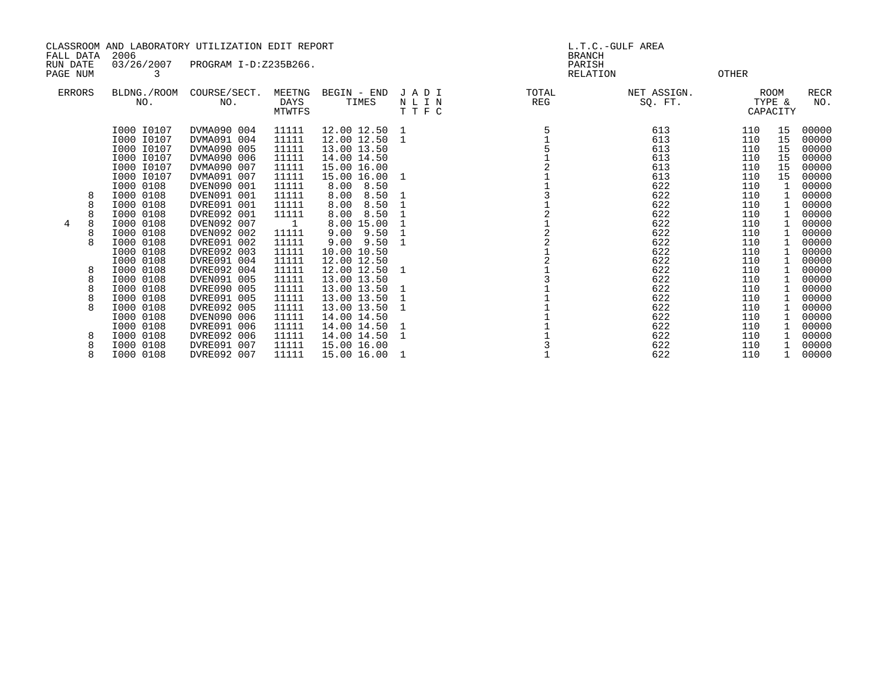CLASSROOM AND LABORATORY UTILIZATION EDIT REPORT
FALL DATA 2006
RUN DATE 03/26/2007 PROGRAM I-D:Z235B266.
PAGE NUM 3

L.T.C.-GULF AREA
BRANCH
PARISH
RELATION OTHER

| ERRORS | | BLDNG./ROOM NO. | COURSE/SECT. NO. | MEETNG DAYS MTWTFS | BEGIN - END TIMES | J A D I N L I N T T F C | TOTAL REG | NET ASSIGN. SQ. FT. | ROOM TYPE & CAPACITY | | RECR NO. |
|---|---|---|---|---|---|---|---|---|---|---|---|
| | | I000 I0107 | DVMA090 004 | 11111 | 12.00 12.50 | 1 | 5 | 613 | 110 | 15 | 00000 |
| | | I000 I0107 | DVMA091 004 | 11111 | 12.00 12.50 | 1 | 1 | 613 | 110 | 15 | 00000 |
| | | I000 I0107 | DVMA090 005 | 11111 | 13.00 13.50 | | 5 | 613 | 110 | 15 | 00000 |
| | | I000 I0107 | DVMA090 006 | 11111 | 14.00 14.50 | | 1 | 613 | 110 | 15 | 00000 |
| | | I000 I0107 | DVMA090 007 | 11111 | 15.00 16.00 | | 2 | 613 | 110 | 15 | 00000 |
| | | I000 I0107 | DVMA091 007 | 11111 | 15.00 16.00 | 1 | 1 | 613 | 110 | 15 | 00000 |
| | | I000 0108 | DVEN090 001 | 11111 | 8.00 8.50 | | 1 | 622 | 110 | 1 | 00000 |
| | 8 | I000 0108 | DVEN091 001 | 11111 | 8.00 8.50 | 1 | 3 | 622 | 110 | 1 | 00000 |
| | 8 | I000 0108 | DVRE091 001 | 11111 | 8.00 8.50 | 1 | 1 | 622 | 110 | 1 | 00000 |
| | 8 | I000 0108 | DVRE092 001 | 11111 | 8.00 8.50 | 1 | 2 | 622 | 110 | 1 | 00000 |
| 4 | 8 | I000 0108 | DVEN092 007 | 1 | 8.00 15.00 | 1 | 1 | 622 | 110 | 1 | 00000 |
| | 8 | I000 0108 | DVEN092 002 | 11111 | 9.00 9.50 | 1 | 2 | 622 | 110 | 1 | 00000 |
| | 8 | I000 0108 | DVRE091 002 | 11111 | 9.00 9.50 | 1 | 2 | 622 | 110 | 1 | 00000 |
| | | I000 0108 | DVRE092 003 | 11111 | 10.00 10.50 | | 1 | 622 | 110 | 1 | 00000 |
| | | I000 0108 | DVRE091 004 | 11111 | 12.00 12.50 | | 2 | 622 | 110 | 1 | 00000 |
| | 8 | I000 0108 | DVRE092 004 | 11111 | 12.00 12.50 | 1 | 1 | 622 | 110 | 1 | 00000 |
| | 8 | I000 0108 | DVEN091 005 | 11111 | 13.00 13.50 | | 3 | 622 | 110 | 1 | 00000 |
| | 8 | I000 0108 | DVRE090 005 | 11111 | 13.00 13.50 | 1 | 1 | 622 | 110 | 1 | 00000 |
| | 8 | I000 0108 | DVRE091 005 | 11111 | 13.00 13.50 | 1 | 1 | 622 | 110 | 1 | 00000 |
| | 8 | I000 0108 | DVRE092 005 | 11111 | 13.00 13.50 | 1 | 1 | 622 | 110 | 1 | 00000 |
| | | I000 0108 | DVEN090 006 | 11111 | 14.00 14.50 | | 1 | 622 | 110 | 1 | 00000 |
| | | I000 0108 | DVRE091 006 | 11111 | 14.00 14.50 | 1 | 1 | 622 | 110 | 1 | 00000 |
| | 8 | I000 0108 | DVRE092 006 | 11111 | 14.00 14.50 | 1 | 1 | 622 | 110 | 1 | 00000 |
| | 8 | I000 0108 | DVRE091 007 | 11111 | 15.00 16.00 | | 3 | 622 | 110 | 1 | 00000 |
| | 8 | I000 0108 | DVRE092 007 | 11111 | 15.00 16.00 | 1 | 1 | 622 | 110 | 1 | 00000 |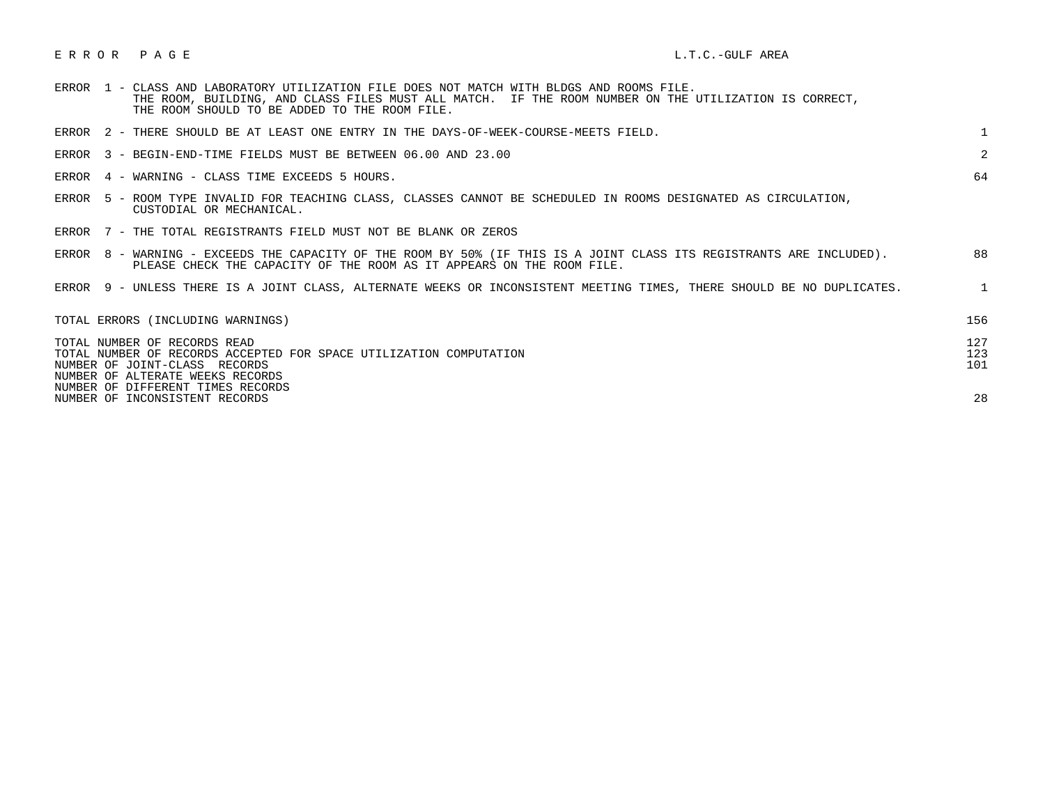# E R R O R   P A G E

L.T.C.-GULF AREA

| Error | Description | Count |
|---|---|---|
| ERROR 1 | CLASS AND LABORATORY UTILIZATION FILE DOES NOT MATCH WITH BLDGS AND ROOMS FILE. THE ROOM, BUILDING, AND CLASS FILES MUST ALL MATCH. IF THE ROOM NUMBER ON THE UTILIZATION IS CORRECT, THE ROOM SHOULD TO BE ADDED TO THE ROOM FILE. | |
| ERROR 2 | THERE SHOULD BE AT LEAST ONE ENTRY IN THE DAYS-OF-WEEK-COURSE-MEETS FIELD. | 1 |
| ERROR 3 | BEGIN-END-TIME FIELDS MUST BE BETWEEN 06.00 AND 23.00 | 2 |
| ERROR 4 | WARNING - CLASS TIME EXCEEDS 5 HOURS. | 64 |
| ERROR 5 | ROOM TYPE INVALID FOR TEACHING CLASS, CLASSES CANNOT BE SCHEDULED IN ROOMS DESIGNATED AS CIRCULATION, CUSTODIAL OR MECHANICAL. | |
| ERROR 7 | THE TOTAL REGISTRANTS FIELD MUST NOT BE BLANK OR ZEROS | |
| ERROR 8 | WARNING - EXCEEDS THE CAPACITY OF THE ROOM BY 50% (IF THIS IS A JOINT CLASS ITS REGISTRANTS ARE INCLUDED). PLEASE CHECK THE CAPACITY OF THE ROOM AS IT APPEARS ON THE ROOM FILE. | 88 |
| ERROR 9 | UNLESS THERE IS A JOINT CLASS, ALTERNATE WEEKS OR INCONSISTENT MEETING TIMES, THERE SHOULD BE NO DUPLICATES. | 1 |

| Summary | Count |
|---|---|
| TOTAL ERRORS (INCLUDING WARNINGS) | 156 |
| TOTAL NUMBER OF RECORDS READ | 127 |
| TOTAL NUMBER OF RECORDS ACCEPTED FOR SPACE UTILIZATION COMPUTATION | 123 |
| NUMBER OF JOINT-CLASS RECORDS | 101 |
| NUMBER OF ALTERATE WEEKS RECORDS | |
| NUMBER OF DIFFERENT TIMES RECORDS | |
| NUMBER OF INCONSISTENT RECORDS | 28 |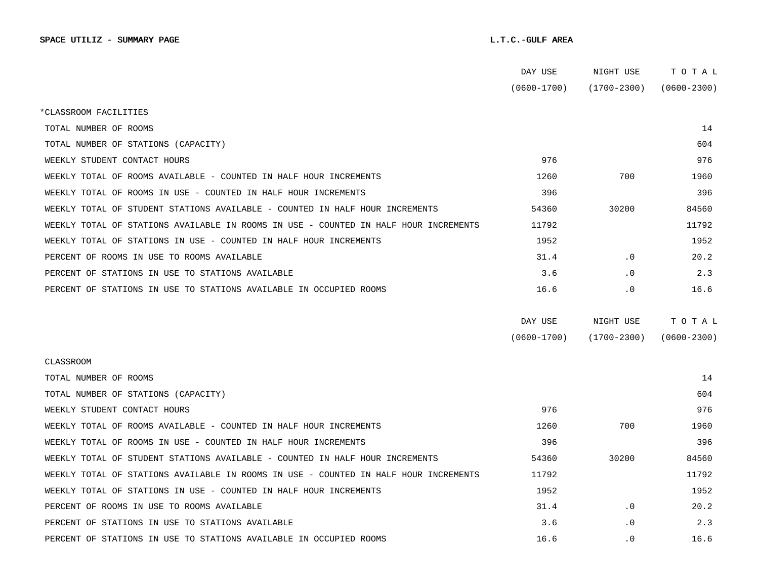**SPACE UTILIZ - SUMMARY PAGE** **L.T.C.-GULF AREA**

| | DAY USE (0600-1700) | NIGHT USE (1700-2300) | T O T A L (0600-2300) |
|---|---|---|---|
| *CLASSROOM FACILITIES | | | |
| TOTAL NUMBER OF ROOMS | | | 14 |
| TOTAL NUMBER OF STATIONS (CAPACITY) | | | 604 |
| WEEKLY STUDENT CONTACT HOURS | 976 | | 976 |
| WEEKLY TOTAL OF ROOMS AVAILABLE - COUNTED IN HALF HOUR INCREMENTS | 1260 | 700 | 1960 |
| WEEKLY TOTAL OF ROOMS IN USE - COUNTED IN HALF HOUR INCREMENTS | 396 | | 396 |
| WEEKLY TOTAL OF STUDENT STATIONS AVAILABLE - COUNTED IN HALF HOUR INCREMENTS | 54360 | 30200 | 84560 |
| WEEKLY TOTAL OF STATIONS AVAILABLE IN ROOMS IN USE - COUNTED IN HALF HOUR INCREMENTS | 11792 | | 11792 |
| WEEKLY TOTAL OF STATIONS IN USE - COUNTED IN HALF HOUR INCREMENTS | 1952 | | 1952 |
| PERCENT OF ROOMS IN USE TO ROOMS AVAILABLE | 31.4 | .0 | 20.2 |
| PERCENT OF STATIONS IN USE TO STATIONS AVAILABLE | 3.6 | .0 | 2.3 |
| PERCENT OF STATIONS IN USE TO STATIONS AVAILABLE IN OCCUPIED ROOMS | 16.6 | .0 | 16.6 |

| | DAY USE (0600-1700) | NIGHT USE (1700-2300) | T O T A L (0600-2300) |
|---|---|---|---|
| CLASSROOM | | | |
| TOTAL NUMBER OF ROOMS | | | 14 |
| TOTAL NUMBER OF STATIONS (CAPACITY) | | | 604 |
| WEEKLY STUDENT CONTACT HOURS | 976 | | 976 |
| WEEKLY TOTAL OF ROOMS AVAILABLE - COUNTED IN HALF HOUR INCREMENTS | 1260 | 700 | 1960 |
| WEEKLY TOTAL OF ROOMS IN USE - COUNTED IN HALF HOUR INCREMENTS | 396 | | 396 |
| WEEKLY TOTAL OF STUDENT STATIONS AVAILABLE - COUNTED IN HALF HOUR INCREMENTS | 54360 | 30200 | 84560 |
| WEEKLY TOTAL OF STATIONS AVAILABLE IN ROOMS IN USE - COUNTED IN HALF HOUR INCREMENTS | 11792 | | 11792 |
| WEEKLY TOTAL OF STATIONS IN USE - COUNTED IN HALF HOUR INCREMENTS | 1952 | | 1952 |
| PERCENT OF ROOMS IN USE TO ROOMS AVAILABLE | 31.4 | .0 | 20.2 |
| PERCENT OF STATIONS IN USE TO STATIONS AVAILABLE | 3.6 | .0 | 2.3 |
| PERCENT OF STATIONS IN USE TO STATIONS AVAILABLE IN OCCUPIED ROOMS | 16.6 | .0 | 16.6 |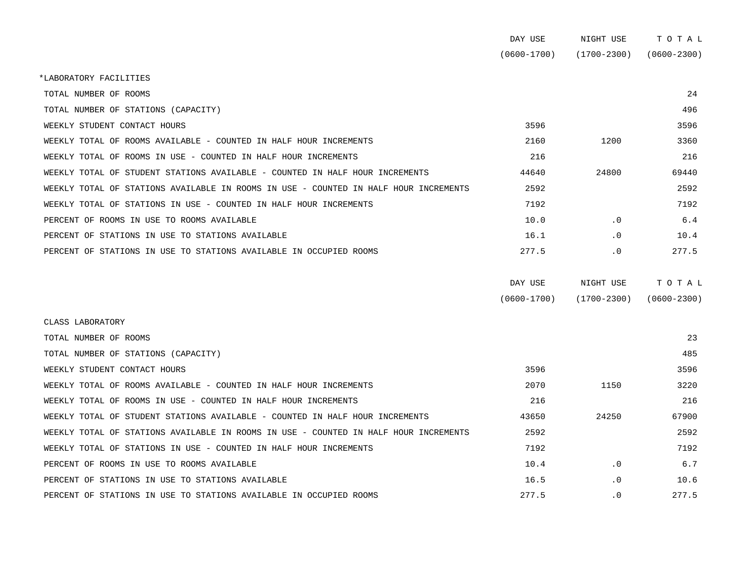| | DAY USE (0600-1700) | NIGHT USE (1700-2300) | T O T A L (0600-2300) |
|---|---|---|---|
| *LABORATORY FACILITIES | | | |
| TOTAL NUMBER OF ROOMS | | | 24 |
| TOTAL NUMBER OF STATIONS (CAPACITY) | | | 496 |
| WEEKLY STUDENT CONTACT HOURS | 3596 | | 3596 |
| WEEKLY TOTAL OF ROOMS AVAILABLE - COUNTED IN HALF HOUR INCREMENTS | 2160 | 1200 | 3360 |
| WEEKLY TOTAL OF ROOMS IN USE - COUNTED IN HALF HOUR INCREMENTS | 216 | | 216 |
| WEEKLY TOTAL OF STUDENT STATIONS AVAILABLE - COUNTED IN HALF HOUR INCREMENTS | 44640 | 24800 | 69440 |
| WEEKLY TOTAL OF STATIONS AVAILABLE IN ROOMS IN USE - COUNTED IN HALF HOUR INCREMENTS | 2592 | | 2592 |
| WEEKLY TOTAL OF STATIONS IN USE - COUNTED IN HALF HOUR INCREMENTS | 7192 | | 7192 |
| PERCENT OF ROOMS IN USE TO ROOMS AVAILABLE | 10.0 | .0 | 6.4 |
| PERCENT OF STATIONS IN USE TO STATIONS AVAILABLE | 16.1 | .0 | 10.4 |
| PERCENT OF STATIONS IN USE TO STATIONS AVAILABLE IN OCCUPIED ROOMS | 277.5 | .0 | 277.5 |

| | DAY USE (0600-1700) | NIGHT USE (1700-2300) | T O T A L (0600-2300) |
|---|---|---|---|
| CLASS LABORATORY | | | |
| TOTAL NUMBER OF ROOMS | | | 23 |
| TOTAL NUMBER OF STATIONS (CAPACITY) | | | 485 |
| WEEKLY STUDENT CONTACT HOURS | 3596 | | 3596 |
| WEEKLY TOTAL OF ROOMS AVAILABLE - COUNTED IN HALF HOUR INCREMENTS | 2070 | 1150 | 3220 |
| WEEKLY TOTAL OF ROOMS IN USE - COUNTED IN HALF HOUR INCREMENTS | 216 | | 216 |
| WEEKLY TOTAL OF STUDENT STATIONS AVAILABLE - COUNTED IN HALF HOUR INCREMENTS | 43650 | 24250 | 67900 |
| WEEKLY TOTAL OF STATIONS AVAILABLE IN ROOMS IN USE - COUNTED IN HALF HOUR INCREMENTS | 2592 | | 2592 |
| WEEKLY TOTAL OF STATIONS IN USE - COUNTED IN HALF HOUR INCREMENTS | 7192 | | 7192 |
| PERCENT OF ROOMS IN USE TO ROOMS AVAILABLE | 10.4 | .0 | 6.7 |
| PERCENT OF STATIONS IN USE TO STATIONS AVAILABLE | 16.5 | .0 | 10.6 |
| PERCENT OF STATIONS IN USE TO STATIONS AVAILABLE IN OCCUPIED ROOMS | 277.5 | .0 | 277.5 |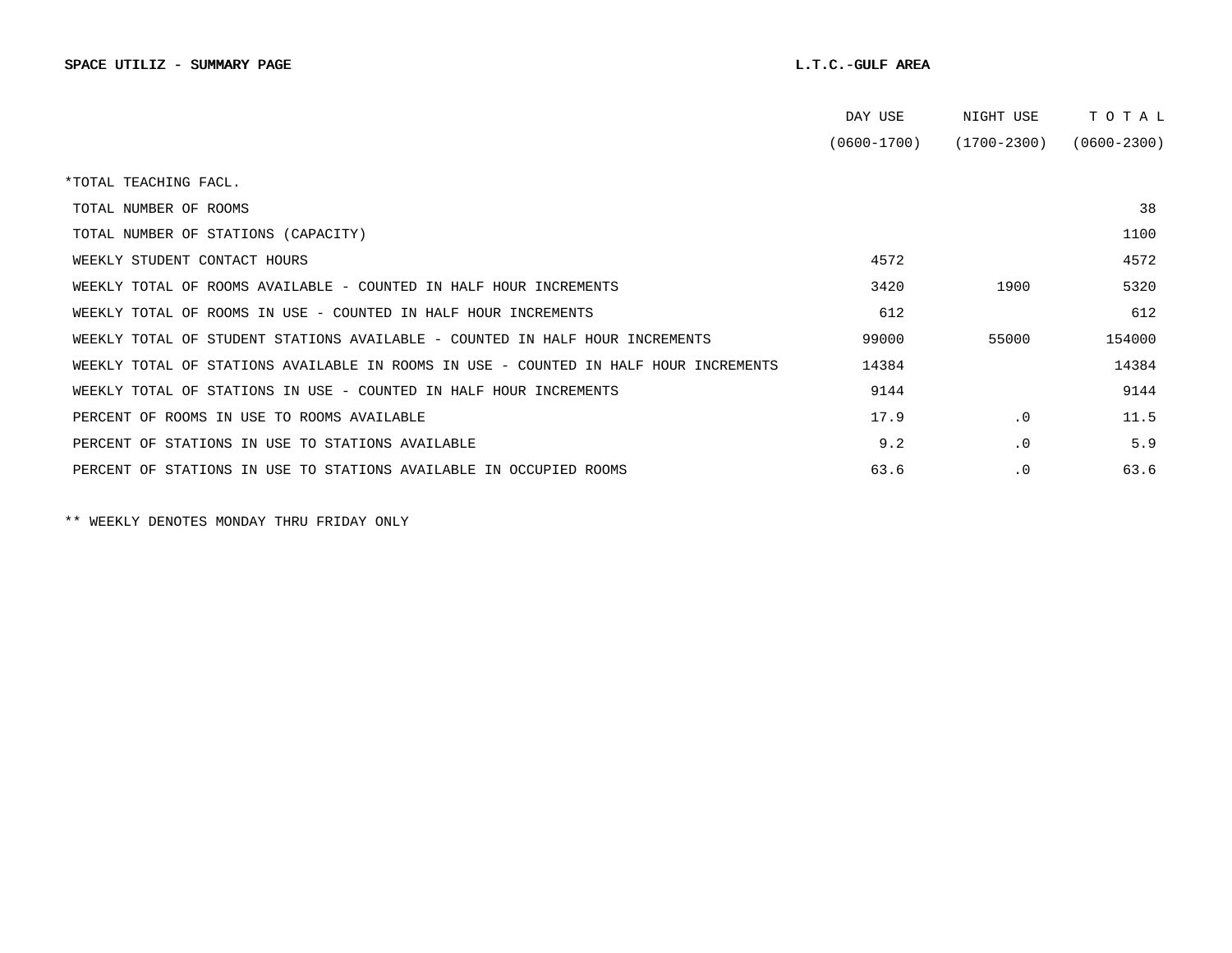**SPACE UTILIZ - SUMMARY PAGE** **L.T.C.-GULF AREA**

| | DAY USE (0600-1700) | NIGHT USE (1700-2300) | T O T A L (0600-2300) |
|---|---|---|---|
| *TOTAL TEACHING FACL. | | | |
| TOTAL NUMBER OF ROOMS | | | 38 |
| TOTAL NUMBER OF STATIONS (CAPACITY) | | | 1100 |
| WEEKLY STUDENT CONTACT HOURS | 4572 | | 4572 |
| WEEKLY TOTAL OF ROOMS AVAILABLE - COUNTED IN HALF HOUR INCREMENTS | 3420 | 1900 | 5320 |
| WEEKLY TOTAL OF ROOMS IN USE - COUNTED IN HALF HOUR INCREMENTS | 612 | | 612 |
| WEEKLY TOTAL OF STUDENT STATIONS AVAILABLE - COUNTED IN HALF HOUR INCREMENTS | 99000 | 55000 | 154000 |
| WEEKLY TOTAL OF STATIONS AVAILABLE IN ROOMS IN USE - COUNTED IN HALF HOUR INCREMENTS | 14384 | | 14384 |
| WEEKLY TOTAL OF STATIONS IN USE - COUNTED IN HALF HOUR INCREMENTS | 9144 | | 9144 |
| PERCENT OF ROOMS IN USE TO ROOMS AVAILABLE | 17.9 | .0 | 11.5 |
| PERCENT OF STATIONS IN USE TO STATIONS AVAILABLE | 9.2 | .0 | 5.9 |
| PERCENT OF STATIONS IN USE TO STATIONS AVAILABLE IN OCCUPIED ROOMS | 63.6 | .0 | 63.6 |

** WEEKLY DENOTES MONDAY THRU FRIDAY ONLY